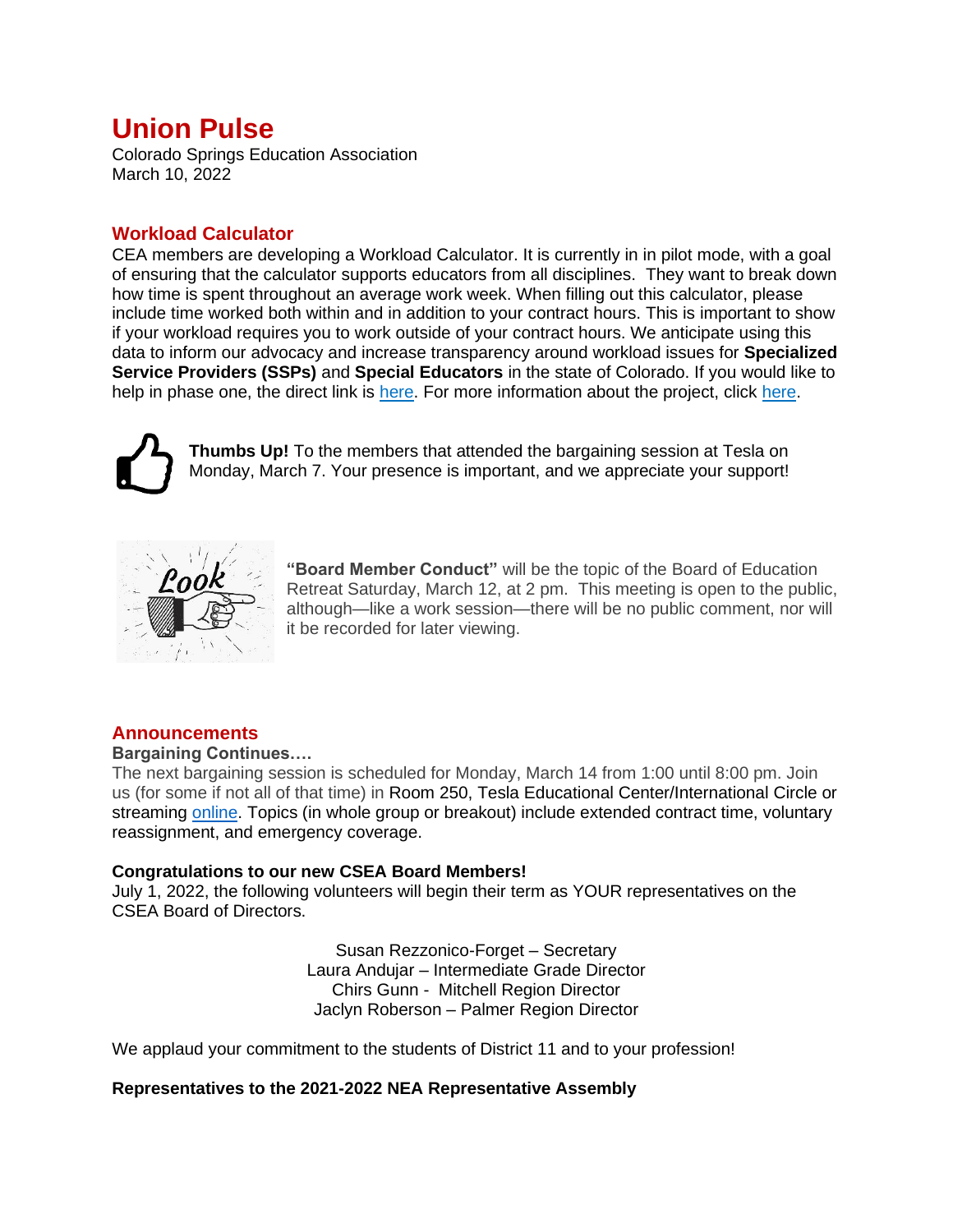# Union Pulse

Colorado Springs Education Association
March 10, 2022

## Workload Calculator

CEA members are developing a Workload Calculator. It is currently in in pilot mode, with a goal of ensuring that the calculator supports educators from all disciplines. They want to break down how time is spent throughout an average work week. When filling out this calculator, please include time worked both within and in addition to your contract hours. This is important to show if your workload requires you to work outside of your contract hours. We anticipate using this data to inform our advocacy and increase transparency around workload issues for **Specialized Service Providers (SSPs)** and **Special Educators** in the state of Colorado. If you would like to help in phase one, the direct link is here. For more information about the project, click here.

**Thumbs Up!** To the members that attended the bargaining session at Tesla on Monday, March 7. Your presence is important, and we appreciate your support!

**"Board Member Conduct"** will be the topic of the Board of Education Retreat Saturday, March 12, at 2 pm. This meeting is open to the public, although—like a work session—there will be no public comment, nor will it be recorded for later viewing.

## Announcements

**Bargaining Continues….**

The next bargaining session is scheduled for Monday, March 14 from 1:00 until 8:00 pm. Join us (for some if not all of that time) in Room 250, Tesla Educational Center/International Circle or streaming online. Topics (in whole group or breakout) include extended contract time, voluntary reassignment, and emergency coverage.

**Congratulations to our new CSEA Board Members!**

July 1, 2022, the following volunteers will begin their term as YOUR representatives on the CSEA Board of Directors.

Susan Rezzonico-Forget – Secretary
Laura Andujar – Intermediate Grade Director
Chirs Gunn - Mitchell Region Director
Jaclyn Roberson – Palmer Region Director

We applaud your commitment to the students of District 11 and to your profession!

**Representatives to the 2021-2022 NEA Representative Assembly**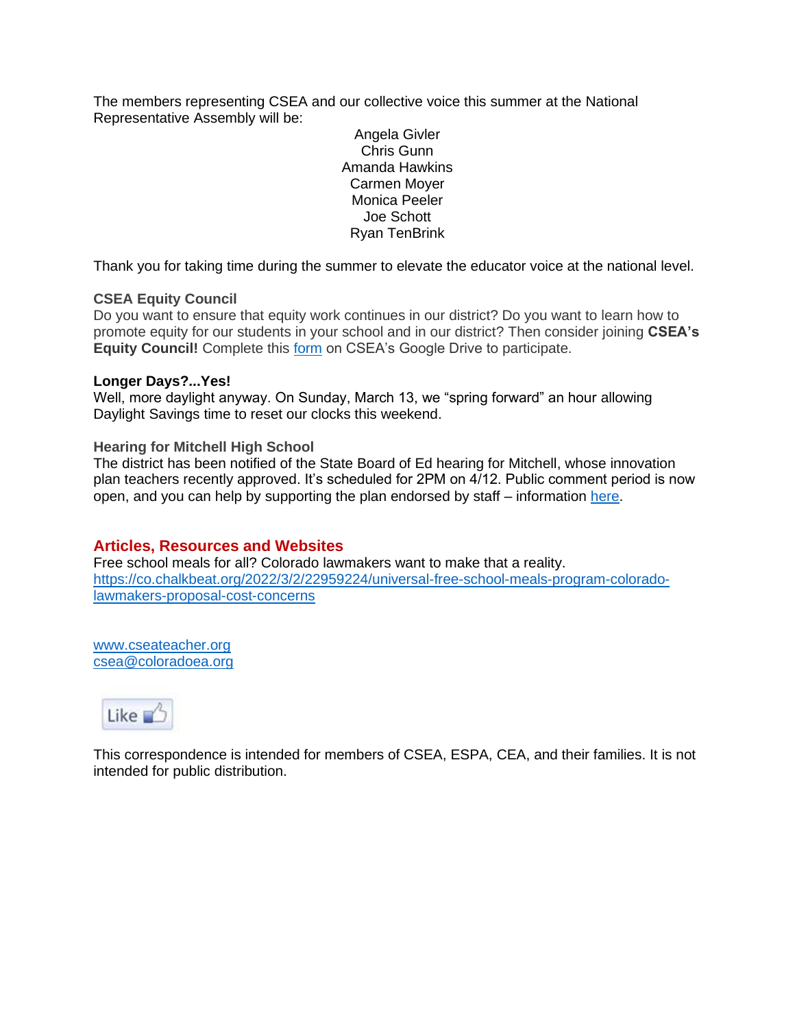The members representing CSEA and our collective voice this summer at the National Representative Assembly will be:

Angela Givler
Chris Gunn
Amanda Hawkins
Carmen Moyer
Monica Peeler
Joe Schott
Ryan TenBrink

Thank you for taking time during the summer to elevate the educator voice at the national level.

**CSEA Equity Council**
Do you want to ensure that equity work continues in our district? Do you want to learn how to promote equity for our students in your school and in our district? Then consider joining **CSEA's Equity Council!** Complete this form on CSEA's Google Drive to participate.

**Longer Days?...Yes!**
Well, more daylight anyway. On Sunday, March 13, we "spring forward" an hour allowing Daylight Savings time to reset our clocks this weekend.

**Hearing for Mitchell High School**
The district has been notified of the State Board of Ed hearing for Mitchell, whose innovation plan teachers recently approved. It's scheduled for 2PM on 4/12. Public comment period is now open, and you can help by supporting the plan endorsed by staff – information here.

## Articles, Resources and Websites

Free school meals for all? Colorado lawmakers want to make that a reality.
https://co.chalkbeat.org/2022/3/2/22959224/universal-free-school-meals-program-colorado-lawmakers-proposal-cost-concerns

www.cseateacher.org
csea@coloradoea.org

Like

This correspondence is intended for members of CSEA, ESPA, CEA, and their families. It is not intended for public distribution.